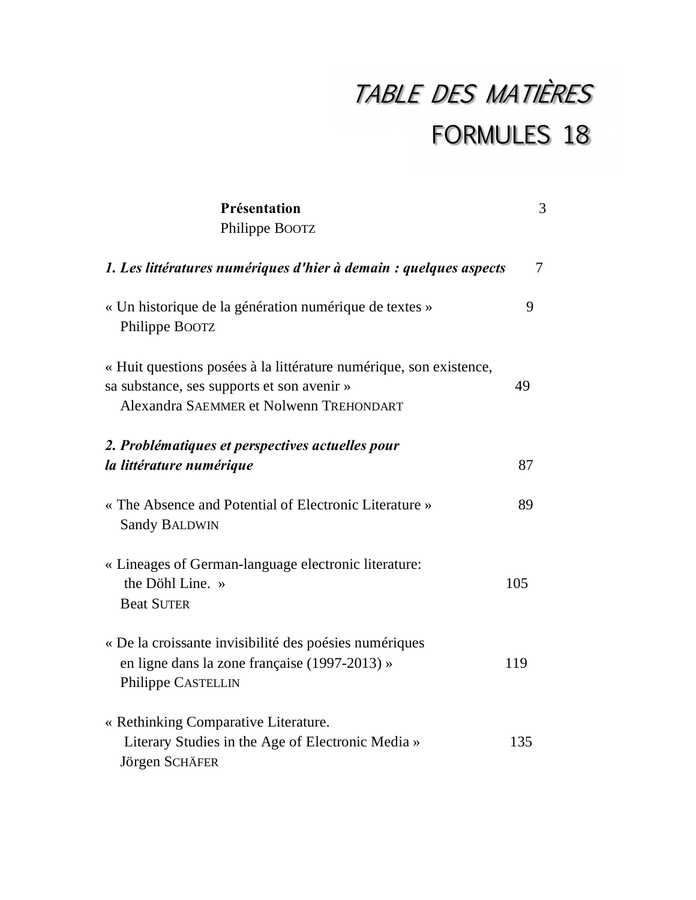# TABLE DES MATIÈRES

## FORMULES 18

**Présentation** 3
Philippe BOOTZ

***1. Les littératures numériques d'hier à demain : quelques aspects*** 7

« Un historique de la génération numérique de textes » 9
Philippe BOOTZ

« Huit questions posées à la littérature numérique, son existence, sa substance, ses supports et son avenir » 49
Alexandra SAEMMER et Nolwenn TREHONDART

***2. Problématiques et perspectives actuelles pour la littérature numérique*** 87

« The Absence and Potential of Electronic Literature » 89
Sandy BALDWIN

« Lineages of German-language electronic literature: the Döhl Line. » 105
Beat SUTER

« De la croissante invisibilité des poésies numériques en ligne dans la zone française (1997-2013) » 119
Philippe CASTELLIN

« Rethinking Comparative Literature. Literary Studies in the Age of Electronic Media » 135
Jörgen SCHÄFER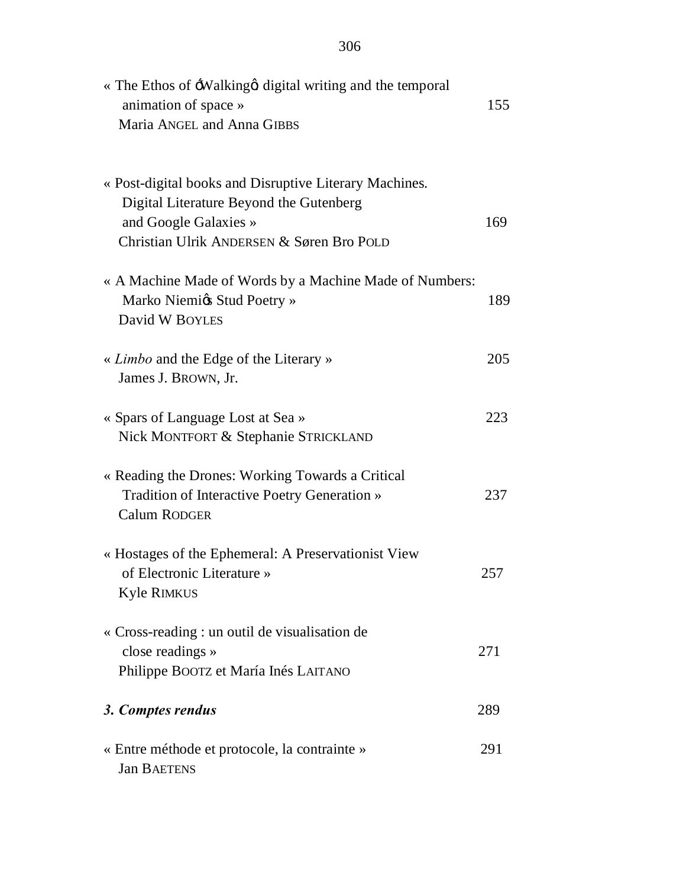« The Ethos of ‘Walking’ digital writing and the temporal animation of space » 155
Maria ANGEL and Anna GIBBS

« Post-digital books and Disruptive Literary Machines. Digital Literature Beyond the Gutenberg and Google Galaxies » 169
Christian Ulrik ANDERSEN & Søren Bro POLD

« A Machine Made of Words by a Machine Made of Numbers: Marko Niemi's Stud Poetry » 189
David W BOYLES

« *Limbo* and the Edge of the Literary » 205
James J. BROWN, Jr.

« Spars of Language Lost at Sea » 223
Nick MONTFORT & Stephanie STRICKLAND

« Reading the Drones: Working Towards a Critical Tradition of Interactive Poetry Generation » 237
Calum RODGER

« Hostages of the Ephemeral: A Preservationist View of Electronic Literature » 257
Kyle RIMKUS

« Cross-reading : un outil de visualisation de close readings » 271
Philippe BOOTZ et María Inés LAITANO

***3. Comptes rendus*** 289

« Entre méthode et protocole, la contrainte » 291
Jan BAETENS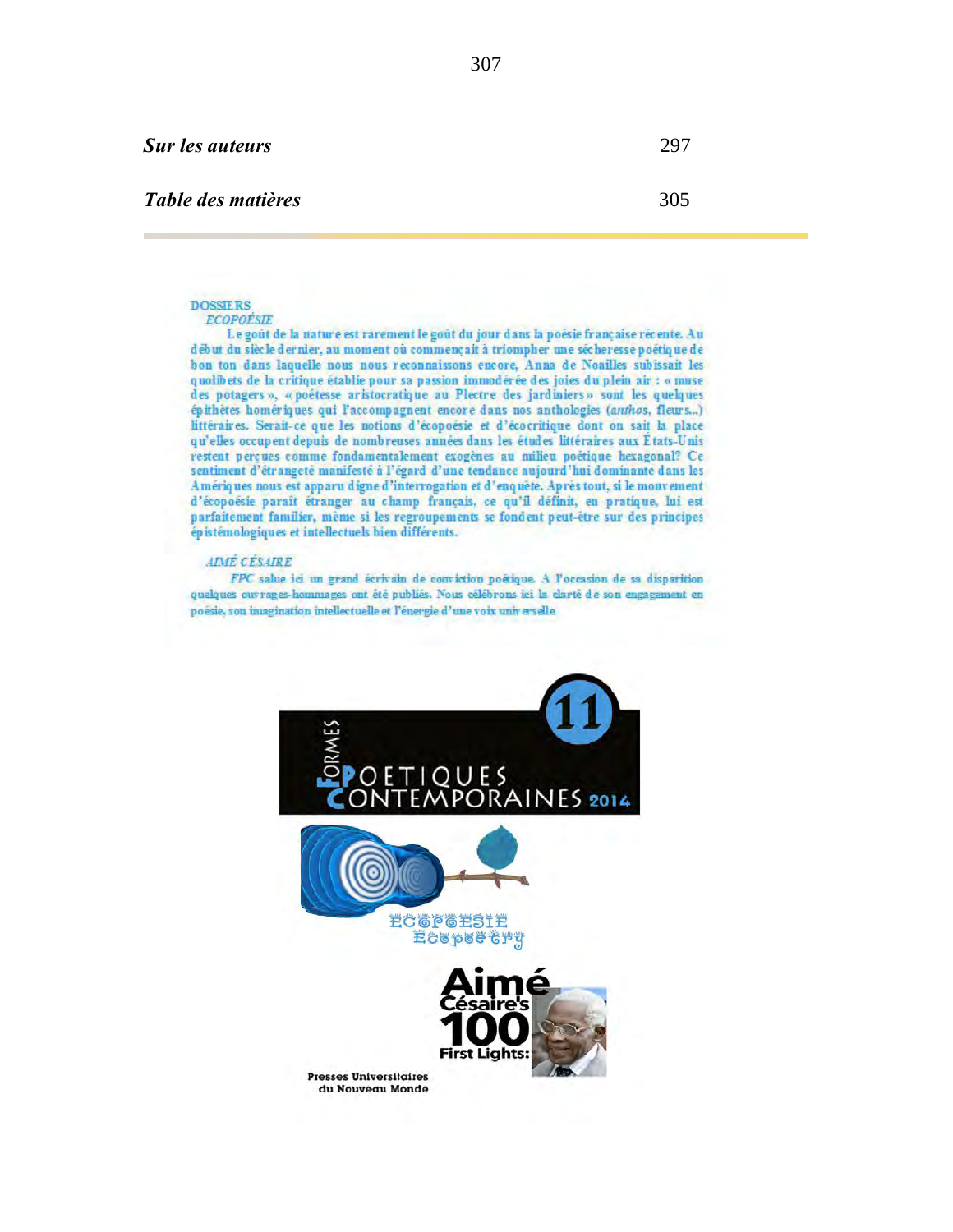***Sur les auteurs*** 297

***Table des matières*** 305

---

DOSSIERS

*ECOPOÉSIE*

Le goût de la nature est rarement le goût du jour dans la poésie française récente. Au début du siècle dernier, au moment où commençait à triompher une sécheresse poétique de bon ton dans laquelle nous nous reconnaissons encore, Anna de Noailles subissait les quolibets de la critique établie pour sa passion immodérée des joies du plein air : « muse des potagers », « poétesse aristocratique au Plectre des jardiniers » sont les quelques épithètes homériques qui l'accompagnent encore dans nos anthologies (*anthos*, fleurs...) littéraires. Serait-ce que les notions d'écopoésie et d'écocritique dont on sait la place qu'elles occupent depuis de nombreuses années dans les études littéraires aux États-Unis restent perçues comme fondamentalement exogènes au milieu poétique hexagonal? Ce sentiment d'étrangeté manifesté à l'égard d'une tendance aujourd'hui dominante dans les Amériques nous est apparu digne d'interrogation et d'enquête. Après tout, si le mouvement d'écopoésie paraît étranger au champ français, ce qu'il définit, en pratique, lui est parfaitement familier, même si les regroupements se fondent peut-être sur des principes épistémologiques et intellectuels bien différents.

*AIMÉ CÉSAIRE*

*FPC* salue ici un grand écrivain de conviction poétique. À l'occasion de sa disparition quelques ouvrages-hommages ont été publiés. Nous célébrons ici la clarté de son engagement en poésie, son imagination intellectuelle et l'énergie d'une voix universelle

FORMES POETIQUES CONTEMPORAINES 2014

11

ECOPOESIE

Ecopoetry

Aimé Césaire's 100 First Lights:

Presses Universitaires du Nouveau Monde